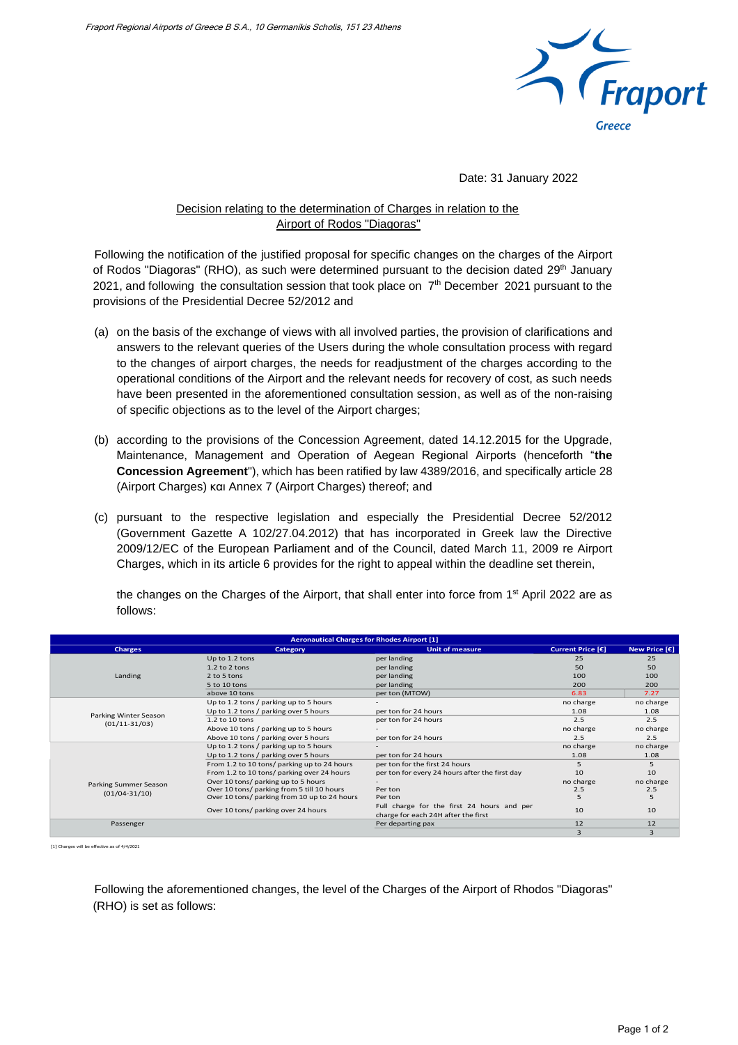*Fraport Regional Airports of Greece B S.A., 10 Germanikis Scholis, 151 23 Athens*

Date: 31 January 2022

Decision relating to the determination of Charges in relation to the Airport of Rodos "Diagoras"

Following the notification of the justified proposal for specific changes on the charges of the Airport of Rodos "Diagoras" (RHO), as such were determined pursuant to the decision dated 29th January 2021, and following the consultation session that took place on 7th December 2021 pursuant to the provisions of the Presidential Decree 52/2012 and

(a) on the basis of the exchange of views with all involved parties, the provision of clarifications and answers to the relevant queries of the Users during the whole consultation process with regard to the changes of airport charges, the needs for readjustment of the charges according to the operational conditions of the Airport and the relevant needs for recovery of cost, as such needs have been presented in the aforementioned consultation session, as well as of the non-raising of specific objections as to the level of the Airport charges;

(b) according to the provisions of the Concession Agreement, dated 14.12.2015 for the Upgrade, Maintenance, Management and Operation of Aegean Regional Airports (henceforth "**the Concession Agreement**"), which has been ratified by law 4389/2016, and specifically article 28 (Airport Charges) και Annex 7 (Airport Charges) thereof; and

(c) pursuant to the respective legislation and especially the Presidential Decree 52/2012 (Government Gazette A 102/27.04.2012) that has incorporated in Greek law the Directive 2009/12/EC of the European Parliament and of the Council, dated March 11, 2009 re Airport Charges, which in its article 6 provides for the right to appeal within the deadline set therein,

the changes on the Charges of the Airport, that shall enter into force from 1st April 2022 are as follows:

| Aeronautical Charges for Rhodes Airport [1] | | | | |
|---|---|---|---|---|
| **Charges** | **Category** | **Unit of measure** | **Current Price [€]** | **New Price [€]** |
| Landing | Up to 1.2 tons | per landing | 25 | 25 |
| | 1.2 to 2 tons | per landing | 50 | 50 |
| | 2 to 5 tons | per landing | 100 | 100 |
| | 5 to 10 tons | per landing | 200 | 200 |
| | above 10 tons | per ton (MTOW) | 6.83 | 7.27 |
| Parking Winter Season (01/11-31/03) | Up to 1.2 tons / parking up to 5 hours | - | no charge | no charge |
| | Up to 1.2 tons / parking over 5 hours | per ton for 24 hours | 1.08 | 1.08 |
| | 1.2 to 10 tons | per ton for 24 hours | 2.5 | 2.5 |
| | Above 10 tons / parking up to 5 hours | - | no charge | no charge |
| | Above 10 tons / parking over 5 hours | per ton for 24 hours | 2.5 | 2.5 |
| Parking Summer Season (01/04-31/10) | Up to 1.2 tons / parking up to 5 hours | - | no charge | no charge |
| | Up to 1.2 tons / parking over 5 hours | per ton for 24 hours | 1.08 | 1.08 |
| | From 1.2 to 10 tons/ parking up to 24 hours | per ton for the first 24 hours | 5 | 5 |
| | From 1.2 to 10 tons/ parking over 24 hours | per ton for every 24 hours after the first day | 10 | 10 |
| | Over 10 tons/ parking up to 5 hours | - | no charge | no charge |
| | Over 10 tons/ parking from 5 till 10 hours | Per ton | 2.5 | 2.5 |
| | Over 10 tons/ parking from 10 up to 24 hours | Per ton | 5 | 5 |
| | Over 10 tons/ parking over 24 hours | Full charge for the first 24 hours and per charge for each 24H after the first | 10 | 10 |
| Passenger | | Per departing pax | 12 | 12 |
| | | | 3 | 3 |

[1] Charges will be effective as of 4/4/2021

Following the aforementioned changes, the level of the Charges of the Airport of Rhodos "Diagoras" (RHO) is set as follows: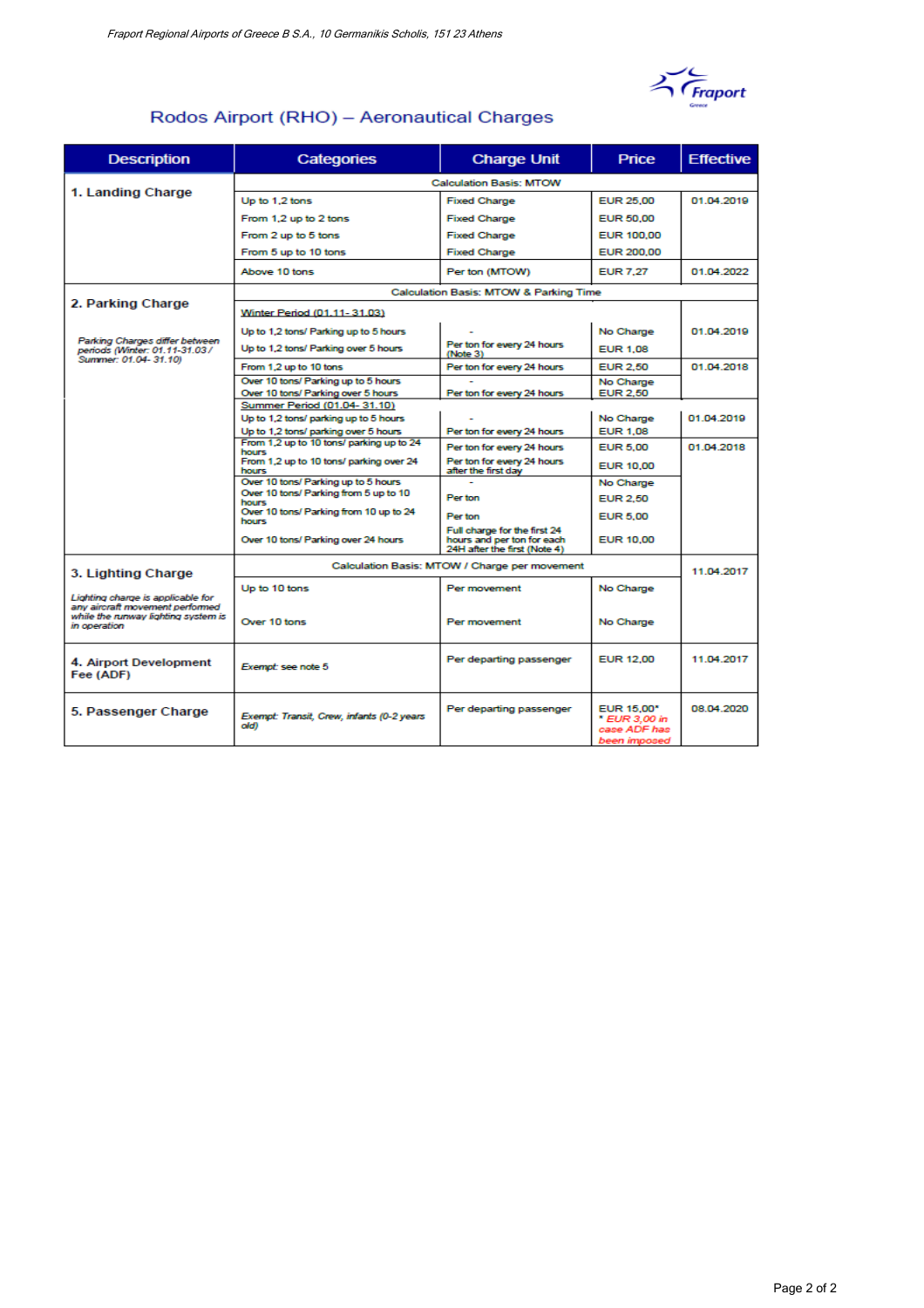Fraport Regional Airports of Greece B S.A., 10 Germanikis Scholis, 151 23 Athens

## Rodos Airport (RHO) – Aeronautical Charges

| Description | Categories | Charge Unit | Price | Effective |
|---|---|---|---|---|
| **1. Landing Charge** | Calculation Basis: MTOW | | | |
| | Up to 1,2 tons | Fixed Charge | EUR 25,00 | 01.04.2019 |
| | From 1,2 up to 2 tons | Fixed Charge | EUR 50,00 | |
| | From 2 up to 5 tons | Fixed Charge | EUR 100,00 | |
| | From 5 up to 10 tons | Fixed Charge | EUR 200,00 | |
| | Above 10 tons | Per ton (MTOW) | EUR 7,27 | 01.04.2022 |
| **2. Parking Charge** *Parking Charges differ between periods (Winter: 01.11-31.03 / Summer: 01.04- 31.10)* | Calculation Basis: MTOW & Parking Time | | | |
| | Winter Period (01.11- 31.03) | | | |
| | Up to 1,2 tons/ Parking up to 5 hours | - | No Charge | 01.04.2019 |
| | Up to 1,2 tons/ Parking over 5 hours | Per ton for every 24 hours (Note 3) | EUR 1,08 | |
| | From 1,2 up to 10 tons | Per ton for every 24 hours | EUR 2,50 | 01.04.2018 |
| | Over 10 tons/ Parking up to 5 hours | - | No Charge | |
| | Over 10 tons/ Parking over 5 hours | Per ton for every 24 hours | EUR 2,50 | |
| | Summer Period (01.04- 31.10) | | | |
| | Up to 1,2 tons/ parking up to 5 hours | - | No Charge | 01.04.2019 |
| | Up to 1,2 tons/ parking over 5 hours | Per ton for every 24 hours | EUR 1,08 | |
| | From 1,2 up to 10 tons/ parking up to 24 hours | Per ton for every 24 hours | EUR 5,00 | 01.04.2018 |
| | From 1,2 up to 10 tons/ parking over 24 hours | Per ton for every 24 hours after the first day | EUR 10,00 | |
| | Over 10 tons/ Parking up to 5 hours | - | No Charge | |
| | Over 10 tons/ Parking from 5 up to 10 hours | Per ton | EUR 2,50 | |
| | Over 10 tons/ Parking from 10 up to 24 hours | Per ton | EUR 5,00 | |
| | Over 10 tons/ Parking over 24 hours | Full charge for the first 24 hours and per ton for each 24H after the first (Note 4) | EUR 10,00 | |
| **3. Lighting Charge** *Lighting charge is applicable for any aircraft movement performed while the runway lighting system is in operation* | Calculation Basis: MTOW / Charge per movement | | | 11.04.2017 |
| | Up to 10 tons | Per movement | No Charge | |
| | Over 10 tons | Per movement | No Charge | |
| **4. Airport Development Fee (ADF)** | *Exempt:* see note 5 | Per departing passenger | EUR 12,00 | 11.04.2017 |
| **5. Passenger Charge** | *Exempt: Transit, Crew, infants (0-2 years old)* | Per departing passenger | EUR 15,00* * EUR 3,00 in case ADF has been imposed | 08.04.2020 |